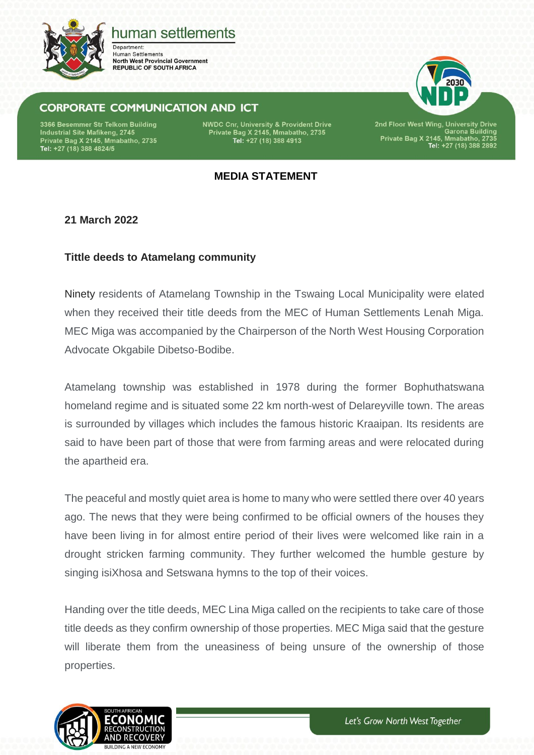human settlements

Department:
Human Settlements
North West Provincial Government
REPUBLIC OF SOUTH AFRICA

**CORPORATE COMMUNICATION AND ICT**

3366 Besemmer Str Telkom Building
Industrial Site Mafikeng, 2745
Private Bag X 2145, Mmabatho, 2735
Tel: +27 (18) 388 4824/5

NWDC Cnr, University & Provident Drive
Private Bag X 2145, Mmabatho, 2735
Tel: +27 (18) 388 4913

2nd Floor West Wing, University Drive
Garona Building
Private Bag X 2145, Mmabatho, 2735
Tel: +27 (18) 388 2892

## MEDIA STATEMENT

**21 March 2022**

**Tittle deeds to Atamelang community**

Ninety residents of Atamelang Township in the Tswaing Local Municipality were elated when they received their title deeds from the MEC of Human Settlements Lenah Miga. MEC Miga was accompanied by the Chairperson of the North West Housing Corporation Advocate Okgabile Dibetso-Bodibe.

Atamelang township was established in 1978 during the former Bophuthatswana homeland regime and is situated some 22 km north-west of Delareyville town. The areas is surrounded by villages which includes the famous historic Kraaipan. Its residents are said to have been part of those that were from farming areas and were relocated during the apartheid era.

The peaceful and mostly quiet area is home to many who were settled there over 40 years ago. The news that they were being confirmed to be official owners of the houses they have been living in for almost entire period of their lives were welcomed like rain in a drought stricken farming community. They further welcomed the humble gesture by singing isiXhosa and Setswana hymns to the top of their voices.

Handing over the title deeds, MEC Lina Miga called on the recipients to take care of those title deeds as they confirm ownership of those properties. MEC Miga said that the gesture will liberate them from the uneasiness of being unsure of the ownership of those properties.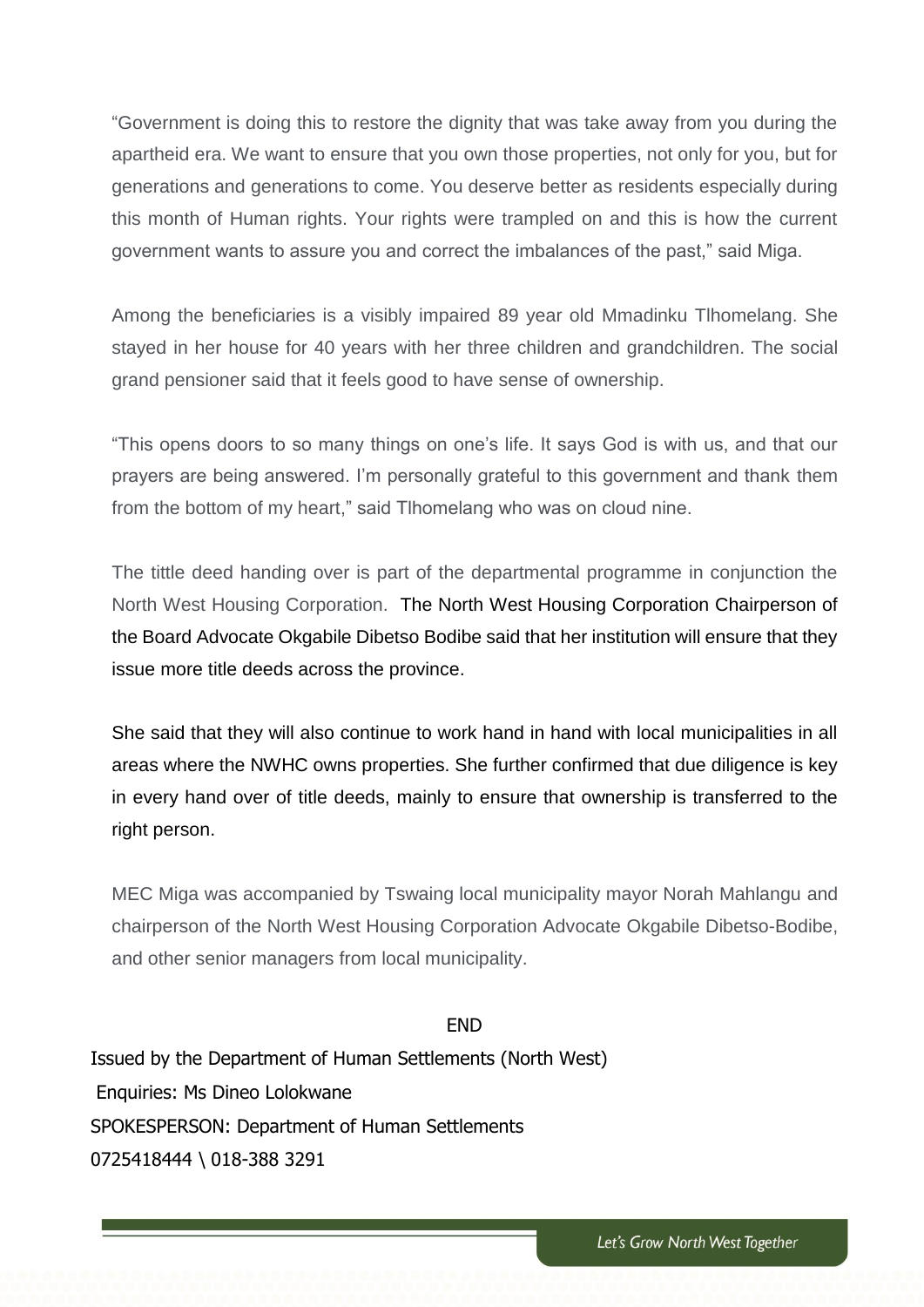"Government is doing this to restore the dignity that was take away from you during the apartheid era. We want to ensure that you own those properties, not only for you, but for generations and generations to come. You deserve better as residents especially during this month of Human rights. Your rights were trampled on and this is how the current government wants to assure you and correct the imbalances of the past," said Miga.

Among the beneficiaries is a visibly impaired 89 year old Mmadinku Tlhomelang. She stayed in her house for 40 years with her three children and grandchildren. The social grand pensioner said that it feels good to have sense of ownership.

"This opens doors to so many things on one's life. It says God is with us, and that our prayers are being answered. I'm personally grateful to this government and thank them from the bottom of my heart," said Tlhomelang who was on cloud nine.

The tittle deed handing over is part of the departmental programme in conjunction the North West Housing Corporation. The North West Housing Corporation Chairperson of the Board Advocate Okgabile Dibetso Bodibe said that her institution will ensure that they issue more title deeds across the province.

She said that they will also continue to work hand in hand with local municipalities in all areas where the NWHC owns properties. She further confirmed that due diligence is key in every hand over of title deeds, mainly to ensure that ownership is transferred to the right person.

MEC Miga was accompanied by Tswaing local municipality mayor Norah Mahlangu and chairperson of the North West Housing Corporation Advocate Okgabile Dibetso-Bodibe, and other senior managers from local municipality.

END

Issued by the Department of Human Settlements (North West)

Enquiries: Ms Dineo Lolokwane

SPOKESPERSON: Department of Human Settlements

0725418444 \ 018-388 3291